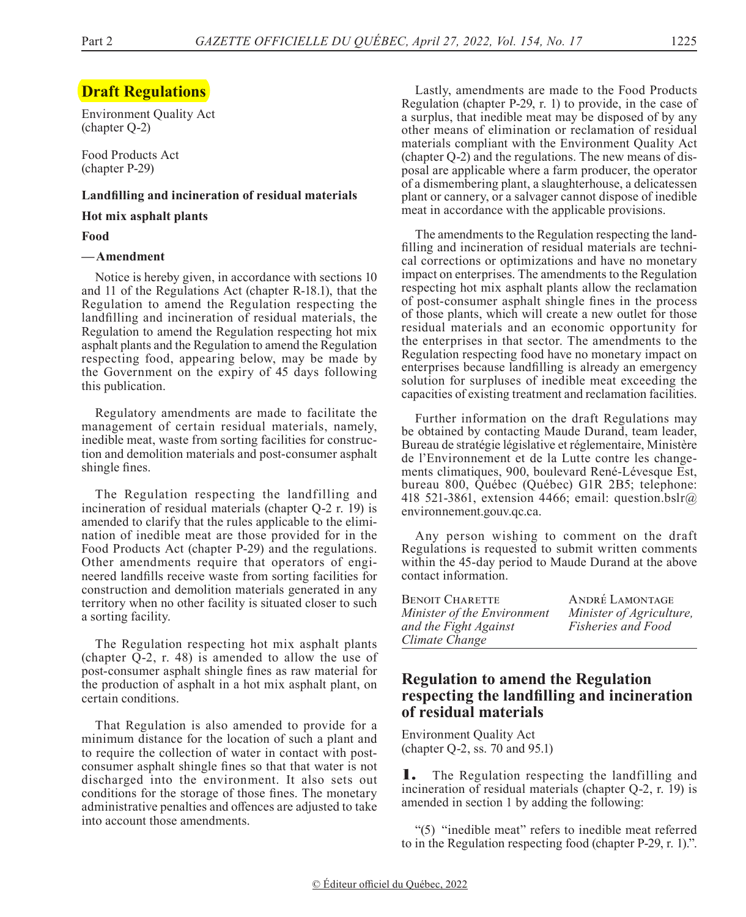# Draft Regulations

Environment Quality Act
(chapter Q-2)

Food Products Act
(chapter P-29)

**Landfilling and incineration of residual materials**

**Hot mix asphalt plants**

**Food**

**— Amendment**

Notice is hereby given, in accordance with sections 10 and 11 of the Regulations Act (chapter R-18.1), that the Regulation to amend the Regulation respecting the landfilling and incineration of residual materials, the Regulation to amend the Regulation respecting hot mix asphalt plants and the Regulation to amend the Regulation respecting food, appearing below, may be made by the Government on the expiry of 45 days following this publication.

Regulatory amendments are made to facilitate the management of certain residual materials, namely, inedible meat, waste from sorting facilities for construction and demolition materials and post-consumer asphalt shingle fines.

The Regulation respecting the landfilling and incineration of residual materials (chapter Q-2 r. 19) is amended to clarify that the rules applicable to the elimination of inedible meat are those provided for in the Food Products Act (chapter P-29) and the regulations. Other amendments require that operators of engineered landfills receive waste from sorting facilities for construction and demolition materials generated in any territory when no other facility is situated closer to such a sorting facility.

The Regulation respecting hot mix asphalt plants (chapter Q-2, r. 48) is amended to allow the use of post-consumer asphalt shingle fines as raw material for the production of asphalt in a hot mix asphalt plant, on certain conditions.

That Regulation is also amended to provide for a minimum distance for the location of such a plant and to require the collection of water in contact with post-consumer asphalt shingle fines so that that water is not discharged into the environment. It also sets out conditions for the storage of those fines. The monetary administrative penalties and offences are adjusted to take into account those amendments.

Lastly, amendments are made to the Food Products Regulation (chapter P-29, r. 1) to provide, in the case of a surplus, that inedible meat may be disposed of by any other means of elimination or reclamation of residual materials compliant with the Environment Quality Act (chapter Q-2) and the regulations. The new means of disposal are applicable where a farm producer, the operator of a dismembering plant, a slaughterhouse, a delicatessen plant or cannery, or a salvager cannot dispose of inedible meat in accordance with the applicable provisions.

The amendments to the Regulation respecting the landfilling and incineration of residual materials are technical corrections or optimizations and have no monetary impact on enterprises. The amendments to the Regulation respecting hot mix asphalt plants allow the reclamation of post-consumer asphalt shingle fines in the process of those plants, which will create a new outlet for those residual materials and an economic opportunity for the enterprises in that sector. The amendments to the Regulation respecting food have no monetary impact on enterprises because landfilling is already an emergency solution for surpluses of inedible meat exceeding the capacities of existing treatment and reclamation facilities.

Further information on the draft Regulations may be obtained by contacting Maude Durand, team leader, Bureau de stratégie législative et réglementaire, Ministère de l'Environnement et de la Lutte contre les changements climatiques, 900, boulevard René-Lévesque Est, bureau 800, Québec (Québec) G1R 2B5; telephone: 418 521-3861, extension 4466; email: question.bslr@environnement.gouv.qc.ca.

Any person wishing to comment on the draft Regulations is requested to submit written comments within the 45-day period to Maude Durand at the above contact information.

BENOIT CHARETTE
*Minister of the Environment and the Fight Against Climate Change*

ANDRÉ LAMONTAGE
*Minister of Agriculture, Fisheries and Food*

## Regulation to amend the Regulation respecting the landfilling and incineration of residual materials

Environment Quality Act
(chapter Q-2, ss. 70 and 95.1)

**1.** The Regulation respecting the landfilling and incineration of residual materials (chapter Q-2, r. 19) is amended in section 1 by adding the following:

"(5) "inedible meat" refers to inedible meat referred to in the Regulation respecting food (chapter P-29, r. 1).".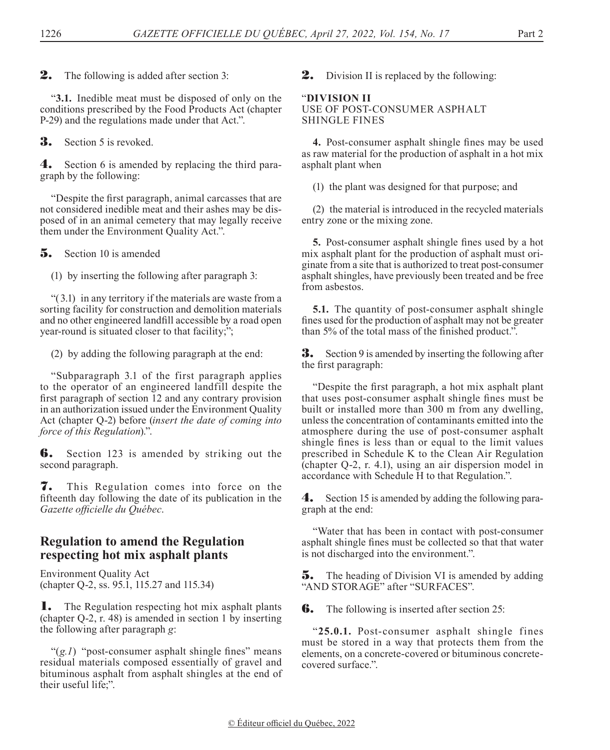**2.** The following is added after section 3:

"**3.1.** Inedible meat must be disposed of only on the conditions prescribed by the Food Products Act (chapter P-29) and the regulations made under that Act.".

**3.** Section 5 is revoked.

**4.** Section 6 is amended by replacing the third paragraph by the following:

"Despite the first paragraph, animal carcasses that are not considered inedible meat and their ashes may be disposed of in an animal cemetery that may legally receive them under the Environment Quality Act.".

**5.** Section 10 is amended

(1) by inserting the following after paragraph 3:

"(3.1) in any territory if the materials are waste from a sorting facility for construction and demolition materials and no other engineered landfill accessible by a road open year-round is situated closer to that facility;";

(2) by adding the following paragraph at the end:

"Subparagraph 3.1 of the first paragraph applies to the operator of an engineered landfill despite the first paragraph of section 12 and any contrary provision in an authorization issued under the Environment Quality Act (chapter Q-2) before (*insert the date of coming into force of this Regulation*).".

**6.** Section 123 is amended by striking out the second paragraph.

**7.** This Regulation comes into force on the fifteenth day following the date of its publication in the *Gazette officielle du Québec*.

## Regulation to amend the Regulation respecting hot mix asphalt plants

Environment Quality Act
(chapter Q-2, ss. 95.1, 115.27 and 115.34)

**1.** The Regulation respecting hot mix asphalt plants (chapter Q-2, r. 48) is amended in section 1 by inserting the following after paragraph *g*:

"(*g.1*) "post-consumer asphalt shingle fines" means residual materials composed essentially of gravel and bituminous asphalt from asphalt shingles at the end of their useful life;".

**2.** Division II is replaced by the following:

"**DIVISION II**
USE OF POST-CONSUMER ASPHALT SHINGLE FINES

**4.** Post-consumer asphalt shingle fines may be used as raw material for the production of asphalt in a hot mix asphalt plant when

(1) the plant was designed for that purpose; and

(2) the material is introduced in the recycled materials entry zone or the mixing zone.

**5.** Post-consumer asphalt shingle fines used by a hot mix asphalt plant for the production of asphalt must originate from a site that is authorized to treat post-consumer asphalt shingles, have previously been treated and be free from asbestos.

**5.1.** The quantity of post-consumer asphalt shingle fines used for the production of asphalt may not be greater than 5% of the total mass of the finished product.".

**3.** Section 9 is amended by inserting the following after the first paragraph:

"Despite the first paragraph, a hot mix asphalt plant that uses post-consumer asphalt shingle fines must be built or installed more than 300 m from any dwelling, unless the concentration of contaminants emitted into the atmosphere during the use of post-consumer asphalt shingle fines is less than or equal to the limit values prescribed in Schedule K to the Clean Air Regulation (chapter Q-2, r. 4.1), using an air dispersion model in accordance with Schedule H to that Regulation.".

**4.** Section 15 is amended by adding the following paragraph at the end:

"Water that has been in contact with post-consumer asphalt shingle fines must be collected so that that water is not discharged into the environment.".

**5.** The heading of Division VI is amended by adding "AND STORAGE" after "SURFACES".

**6.** The following is inserted after section 25:

"**25.0.1.** Post-consumer asphalt shingle fines must be stored in a way that protects them from the elements, on a concrete-covered or bituminous concrete-covered surface.".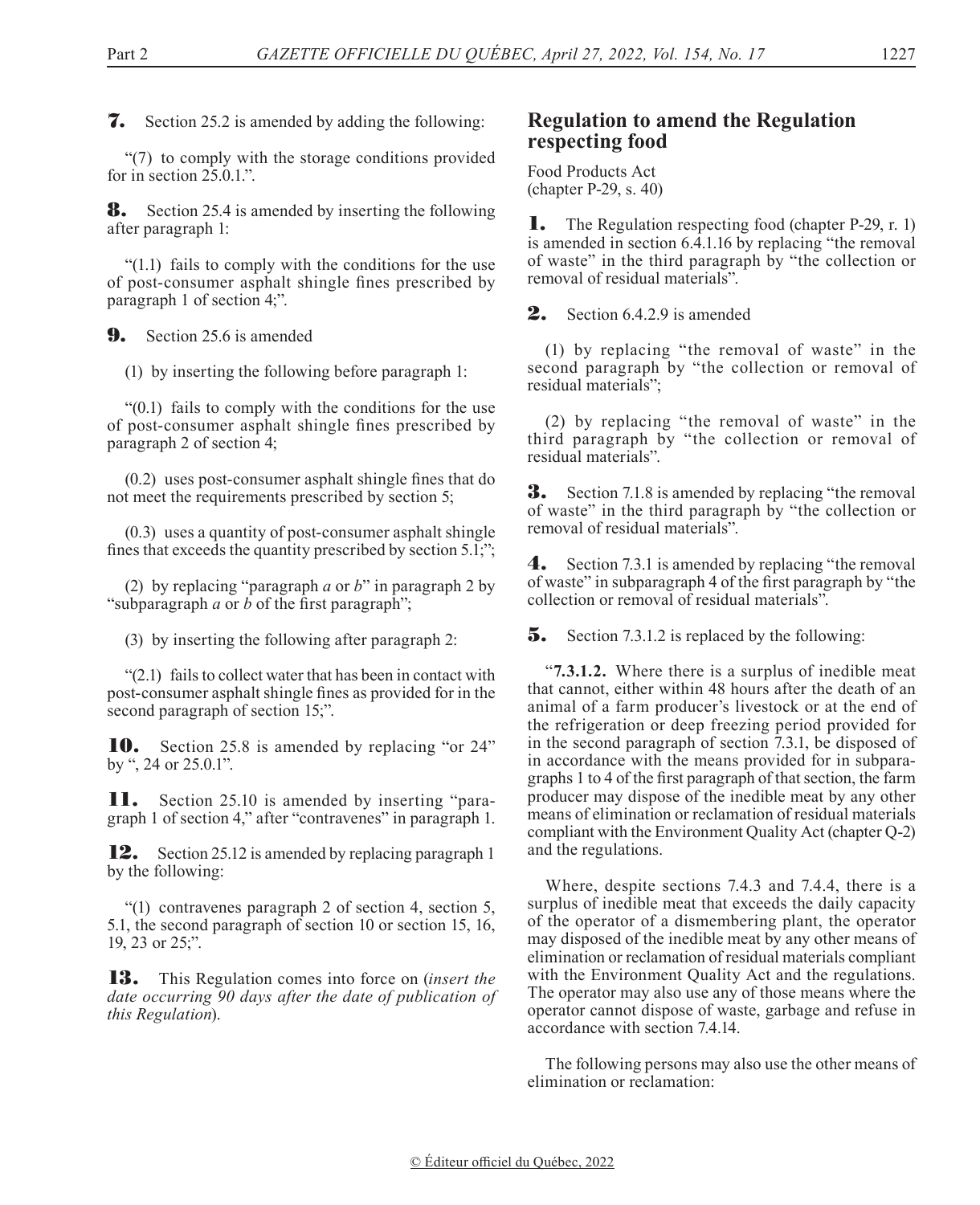**7.** Section 25.2 is amended by adding the following:

"(7) to comply with the storage conditions provided for in section 25.0.1.".

**8.** Section 25.4 is amended by inserting the following after paragraph 1:

"(1.1) fails to comply with the conditions for the use of post-consumer asphalt shingle fines prescribed by paragraph 1 of section 4;".

**9.** Section 25.6 is amended

(1) by inserting the following before paragraph 1:

"(0.1) fails to comply with the conditions for the use of post-consumer asphalt shingle fines prescribed by paragraph 2 of section 4;

(0.2) uses post-consumer asphalt shingle fines that do not meet the requirements prescribed by section 5;

(0.3) uses a quantity of post-consumer asphalt shingle fines that exceeds the quantity prescribed by section 5.1;";

(2) by replacing "paragraph *a* or *b*" in paragraph 2 by "subparagraph *a* or *b* of the first paragraph";

(3) by inserting the following after paragraph 2:

"(2.1) fails to collect water that has been in contact with post-consumer asphalt shingle fines as provided for in the second paragraph of section 15;".

**10.** Section 25.8 is amended by replacing "or 24" by ", 24 or 25.0.1".

**11.** Section 25.10 is amended by inserting "paragraph 1 of section 4," after "contravenes" in paragraph 1.

**12.** Section 25.12 is amended by replacing paragraph 1 by the following:

"(1) contravenes paragraph 2 of section 4, section 5, 5.1, the second paragraph of section 10 or section 15, 16, 19, 23 or 25;".

**13.** This Regulation comes into force on (*insert the date occurring 90 days after the date of publication of this Regulation*).

## Regulation to amend the Regulation respecting food

Food Products Act
(chapter P-29, s. 40)

**1.** The Regulation respecting food (chapter P-29, r. 1) is amended in section 6.4.1.16 by replacing "the removal of waste" in the third paragraph by "the collection or removal of residual materials".

**2.** Section 6.4.2.9 is amended

(1) by replacing "the removal of waste" in the second paragraph by "the collection or removal of residual materials";

(2) by replacing "the removal of waste" in the third paragraph by "the collection or removal of residual materials".

**3.** Section 7.1.8 is amended by replacing "the removal of waste" in the third paragraph by "the collection or removal of residual materials".

**4.** Section 7.3.1 is amended by replacing "the removal of waste" in subparagraph 4 of the first paragraph by "the collection or removal of residual materials".

**5.** Section 7.3.1.2 is replaced by the following:

"**7.3.1.2.** Where there is a surplus of inedible meat that cannot, either within 48 hours after the death of an animal of a farm producer's livestock or at the end of the refrigeration or deep freezing period provided for in the second paragraph of section 7.3.1, be disposed of in accordance with the means provided for in subparagraphs 1 to 4 of the first paragraph of that section, the farm producer may dispose of the inedible meat by any other means of elimination or reclamation of residual materials compliant with the Environment Quality Act (chapter Q-2) and the regulations.

Where, despite sections 7.4.3 and 7.4.4, there is a surplus of inedible meat that exceeds the daily capacity of the operator of a dismembering plant, the operator may disposed of the inedible meat by any other means of elimination or reclamation of residual materials compliant with the Environment Quality Act and the regulations. The operator may also use any of those means where the operator cannot dispose of waste, garbage and refuse in accordance with section 7.4.14.

The following persons may also use the other means of elimination or reclamation: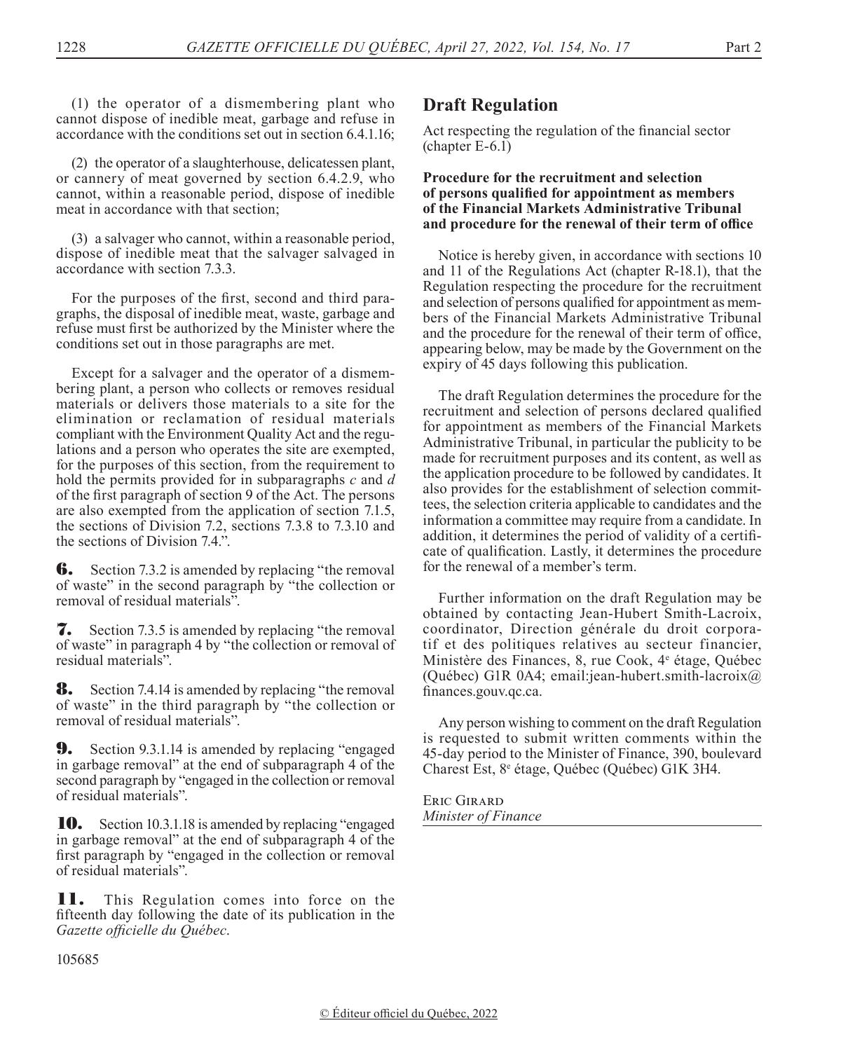(1) the operator of a dismembering plant who cannot dispose of inedible meat, garbage and refuse in accordance with the conditions set out in section 6.4.1.16;

(2) the operator of a slaughterhouse, delicatessen plant, or cannery of meat governed by section 6.4.2.9, who cannot, within a reasonable period, dispose of inedible meat in accordance with that section;

(3) a salvager who cannot, within a reasonable period, dispose of inedible meat that the salvager salvaged in accordance with section 7.3.3.

For the purposes of the first, second and third paragraphs, the disposal of inedible meat, waste, garbage and refuse must first be authorized by the Minister where the conditions set out in those paragraphs are met.

Except for a salvager and the operator of a dismembering plant, a person who collects or removes residual materials or delivers those materials to a site for the elimination or reclamation of residual materials compliant with the Environment Quality Act and the regulations and a person who operates the site are exempted, for the purposes of this section, from the requirement to hold the permits provided for in subparagraphs *c* and *d* of the first paragraph of section 9 of the Act. The persons are also exempted from the application of section 7.1.5, the sections of Division 7.2, sections 7.3.8 to 7.3.10 and the sections of Division 7.4.".

**6.** Section 7.3.2 is amended by replacing "the removal of waste" in the second paragraph by "the collection or removal of residual materials".

**7.** Section 7.3.5 is amended by replacing "the removal of waste" in paragraph 4 by "the collection or removal of residual materials".

**8.** Section 7.4.14 is amended by replacing "the removal of waste" in the third paragraph by "the collection or removal of residual materials".

**9.** Section 9.3.1.14 is amended by replacing "engaged in garbage removal" at the end of subparagraph 4 of the second paragraph by "engaged in the collection or removal of residual materials".

**10.** Section 10.3.1.18 is amended by replacing "engaged in garbage removal" at the end of subparagraph 4 of the first paragraph by "engaged in the collection or removal of residual materials".

**11.** This Regulation comes into force on the fifteenth day following the date of its publication in the *Gazette officielle du Québec*.

105685

## Draft Regulation

Act respecting the regulation of the financial sector (chapter E-6.1)

**Procedure for the recruitment and selection of persons qualified for appointment as members of the Financial Markets Administrative Tribunal and procedure for the renewal of their term of office**

Notice is hereby given, in accordance with sections 10 and 11 of the Regulations Act (chapter R-18.1), that the Regulation respecting the procedure for the recruitment and selection of persons qualified for appointment as members of the Financial Markets Administrative Tribunal and the procedure for the renewal of their term of office, appearing below, may be made by the Government on the expiry of 45 days following this publication.

The draft Regulation determines the procedure for the recruitment and selection of persons declared qualified for appointment as members of the Financial Markets Administrative Tribunal, in particular the publicity to be made for recruitment purposes and its content, as well as the application procedure to be followed by candidates. It also provides for the establishment of selection committees, the selection criteria applicable to candidates and the information a committee may require from a candidate. In addition, it determines the period of validity of a certificate of qualification. Lastly, it determines the procedure for the renewal of a member's term.

Further information on the draft Regulation may be obtained by contacting Jean-Hubert Smith-Lacroix, coordinator, Direction générale du droit corporatif et des politiques relatives au secteur financier, Ministère des Finances, 8, rue Cook, 4e étage, Québec (Québec) G1R 0A4; email:jean-hubert.smith-lacroix@finances.gouv.qc.ca.

Any person wishing to comment on the draft Regulation is requested to submit written comments within the 45-day period to the Minister of Finance, 390, boulevard Charest Est, 8e étage, Québec (Québec) G1K 3H4.

Eric Girard
*Minister of Finance*